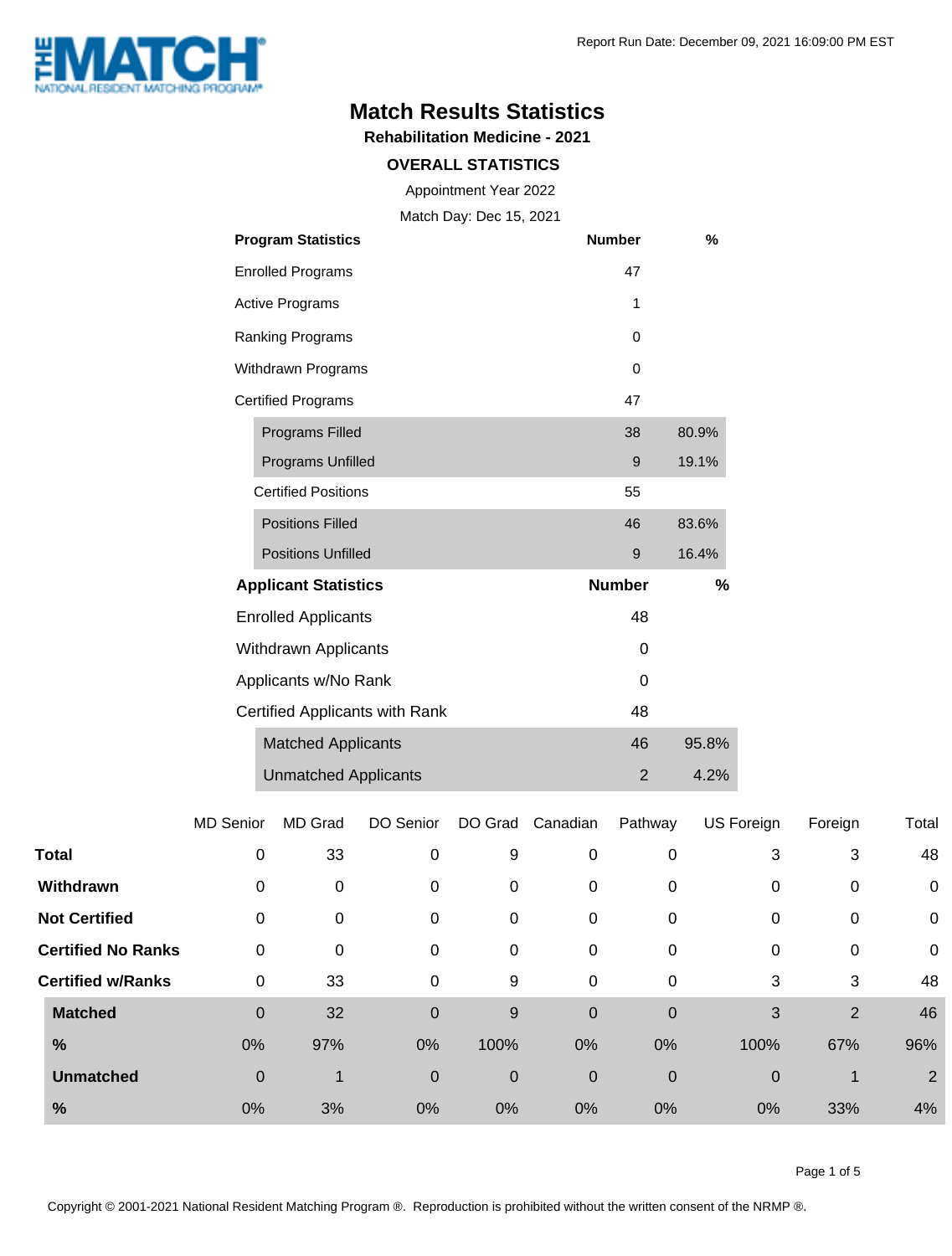# Match Results Statistics

## Rehabilitation Medicine - 2021

### OVERALL STATISTICS

Appointment Year 2022

Match Day: Dec 15, 2021

| Program Statistics | Number | % |
|---|---|---|
| Enrolled Programs | 47 | |
| Active Programs | 1 | |
| Ranking Programs | 0 | |
| Withdrawn Programs | 0 | |
| Certified Programs | 47 | |
| Programs Filled | 38 | 80.9% |
| Programs Unfilled | 9 | 19.1% |
| Certified Positions | 55 | |
| Positions Filled | 46 | 83.6% |
| Positions Unfilled | 9 | 16.4% |

| Applicant Statistics | Number | % |
|---|---|---|
| Enrolled Applicants | 48 | |
| Withdrawn Applicants | 0 | |
| Applicants w/No Rank | 0 | |
| Certified Applicants with Rank | 48 | |
| Matched Applicants | 46 | 95.8% |
| Unmatched Applicants | 2 | 4.2% |

| | MD Senior | MD Grad | DO Senior | DO Grad | Canadian | Pathway | US Foreign | Foreign | Total |
|---|---|---|---|---|---|---|---|---|---|
| **Total** | 0 | 33 | 0 | 9 | 0 | 0 | 3 | 3 | 48 |
| **Withdrawn** | 0 | 0 | 0 | 0 | 0 | 0 | 0 | 0 | 0 |
| **Not Certified** | 0 | 0 | 0 | 0 | 0 | 0 | 0 | 0 | 0 |
| **Certified No Ranks** | 0 | 0 | 0 | 0 | 0 | 0 | 0 | 0 | 0 |
| **Certified w/Ranks** | 0 | 33 | 0 | 9 | 0 | 0 | 3 | 3 | 48 |
| **Matched** | 0 | 32 | 0 | 9 | 0 | 0 | 3 | 2 | 46 |
| **%** | 0% | 97% | 0% | 100% | 0% | 0% | 100% | 67% | 96% |
| **Unmatched** | 0 | 1 | 0 | 0 | 0 | 0 | 0 | 1 | 2 |
| **%** | 0% | 3% | 0% | 0% | 0% | 0% | 0% | 33% | 4% |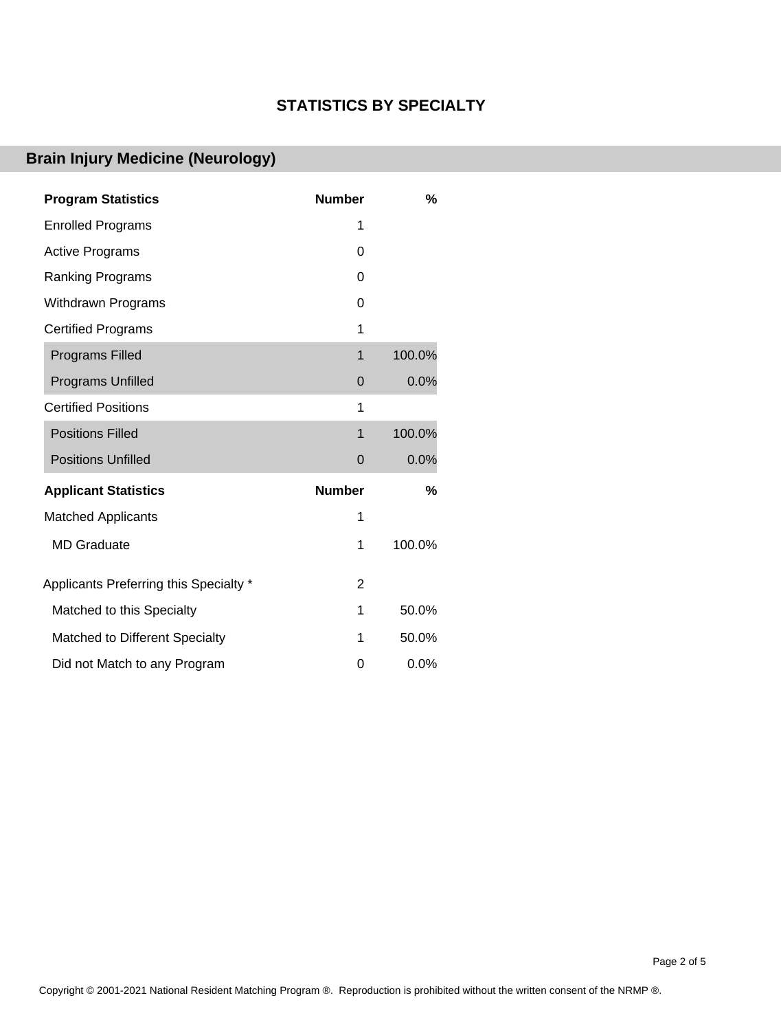# STATISTICS BY SPECIALTY

## Brain Injury Medicine (Neurology)

| Program Statistics | Number | % |
|---|---|---|
| Enrolled Programs | 1 | |
| Active Programs | 0 | |
| Ranking Programs | 0 | |
| Withdrawn Programs | 0 | |
| Certified Programs | 1 | |
| Programs Filled | 1 | 100.0% |
| Programs Unfilled | 0 | 0.0% |
| Certified Positions | 1 | |
| Positions Filled | 1 | 100.0% |
| Positions Unfilled | 0 | 0.0% |

| Applicant Statistics | Number | % |
|---|---|---|
| Matched Applicants | 1 | |
| MD Graduate | 1 | 100.0% |
| Applicants Preferring this Specialty * | 2 | |
| Matched to this Specialty | 1 | 50.0% |
| Matched to Different Specialty | 1 | 50.0% |
| Did not Match to any Program | 0 | 0.0% |

Copyright © 2001-2021 National Resident Matching Program ®. Reproduction is prohibited without the written consent of the NRMP ®.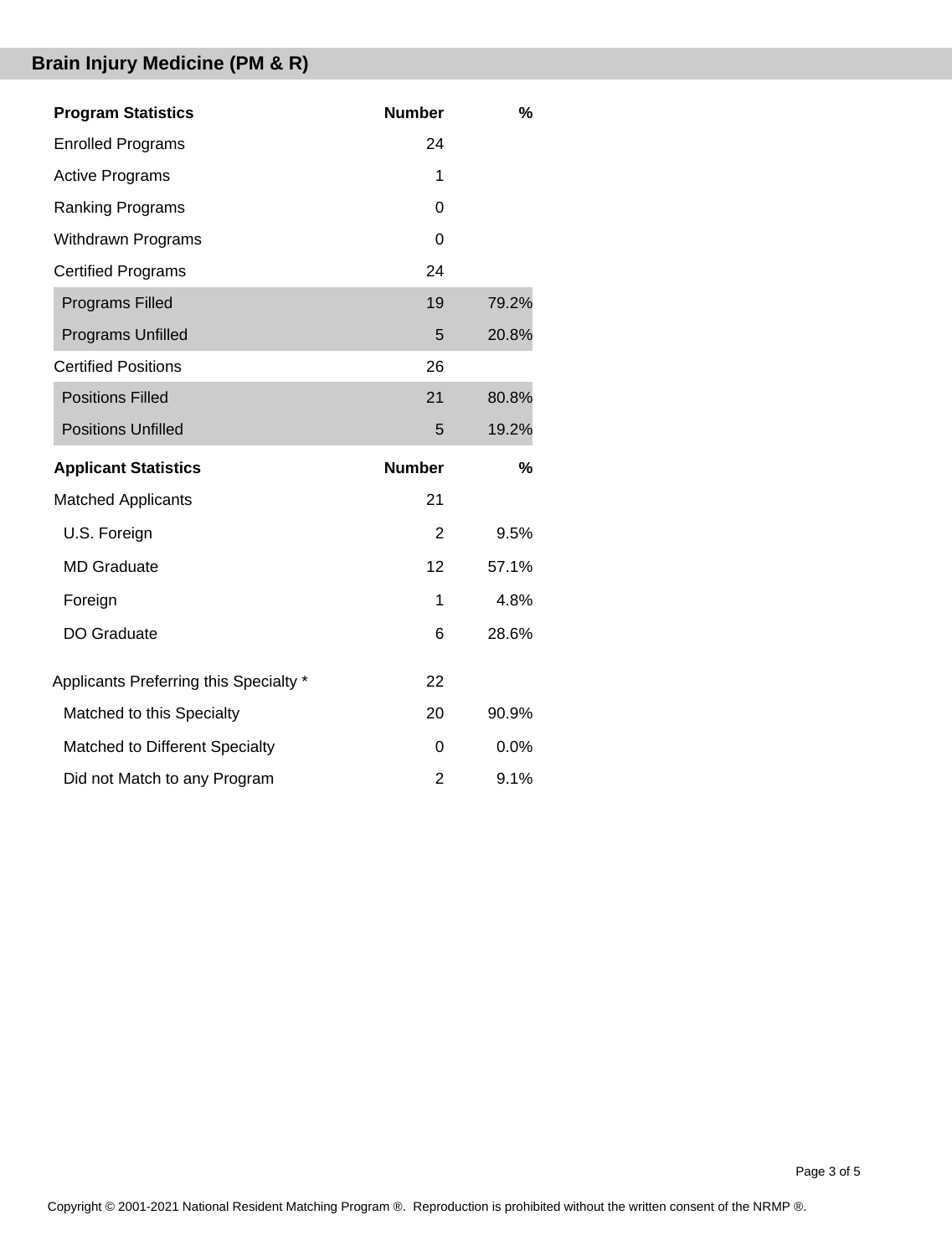## Brain Injury Medicine (PM & R)

| Program Statistics | Number | % |
|---|---|---|
| Enrolled Programs | 24 | |
| Active Programs | 1 | |
| Ranking Programs | 0 | |
| Withdrawn Programs | 0 | |
| Certified Programs | 24 | |
| Programs Filled | 19 | 79.2% |
| Programs Unfilled | 5 | 20.8% |
| Certified Positions | 26 | |
| Positions Filled | 21 | 80.8% |
| Positions Unfilled | 5 | 19.2% |

| Applicant Statistics | Number | % |
|---|---|---|
| Matched Applicants | 21 | |
| U.S. Foreign | 2 | 9.5% |
| MD Graduate | 12 | 57.1% |
| Foreign | 1 | 4.8% |
| DO Graduate | 6 | 28.6% |
| Applicants Preferring this Specialty * | 22 | |
| Matched to this Specialty | 20 | 90.9% |
| Matched to Different Specialty | 0 | 0.0% |
| Did not Match to any Program | 2 | 9.1% |

Copyright © 2001-2021 National Resident Matching Program ®. Reproduction is prohibited without the written consent of the NRMP ®.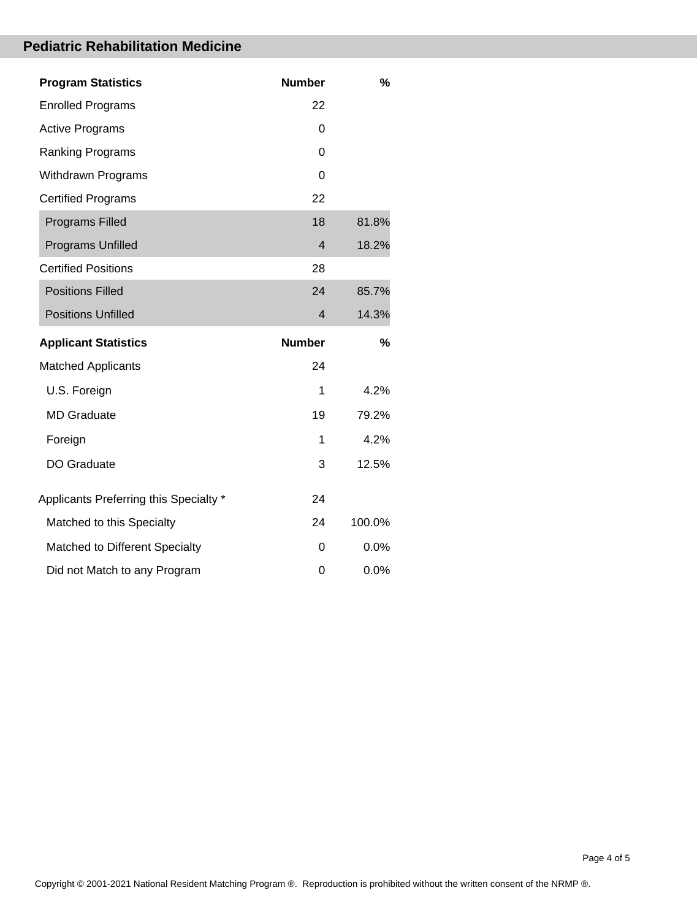## Pediatric Rehabilitation Medicine

| Program Statistics | Number | % |
|---|---|---|
| Enrolled Programs | 22 | |
| Active Programs | 0 | |
| Ranking Programs | 0 | |
| Withdrawn Programs | 0 | |
| Certified Programs | 22 | |
| Programs Filled | 18 | 81.8% |
| Programs Unfilled | 4 | 18.2% |
| Certified Positions | 28 | |
| Positions Filled | 24 | 85.7% |
| Positions Unfilled | 4 | 14.3% |

| Applicant Statistics | Number | % |
|---|---|---|
| Matched Applicants | 24 | |
| U.S. Foreign | 1 | 4.2% |
| MD Graduate | 19 | 79.2% |
| Foreign | 1 | 4.2% |
| DO Graduate | 3 | 12.5% |
| Applicants Preferring this Specialty * | 24 | |
| Matched to this Specialty | 24 | 100.0% |
| Matched to Different Specialty | 0 | 0.0% |
| Did not Match to any Program | 0 | 0.0% |

Copyright © 2001-2021 National Resident Matching Program ®. Reproduction is prohibited without the written consent of the NRMP ®.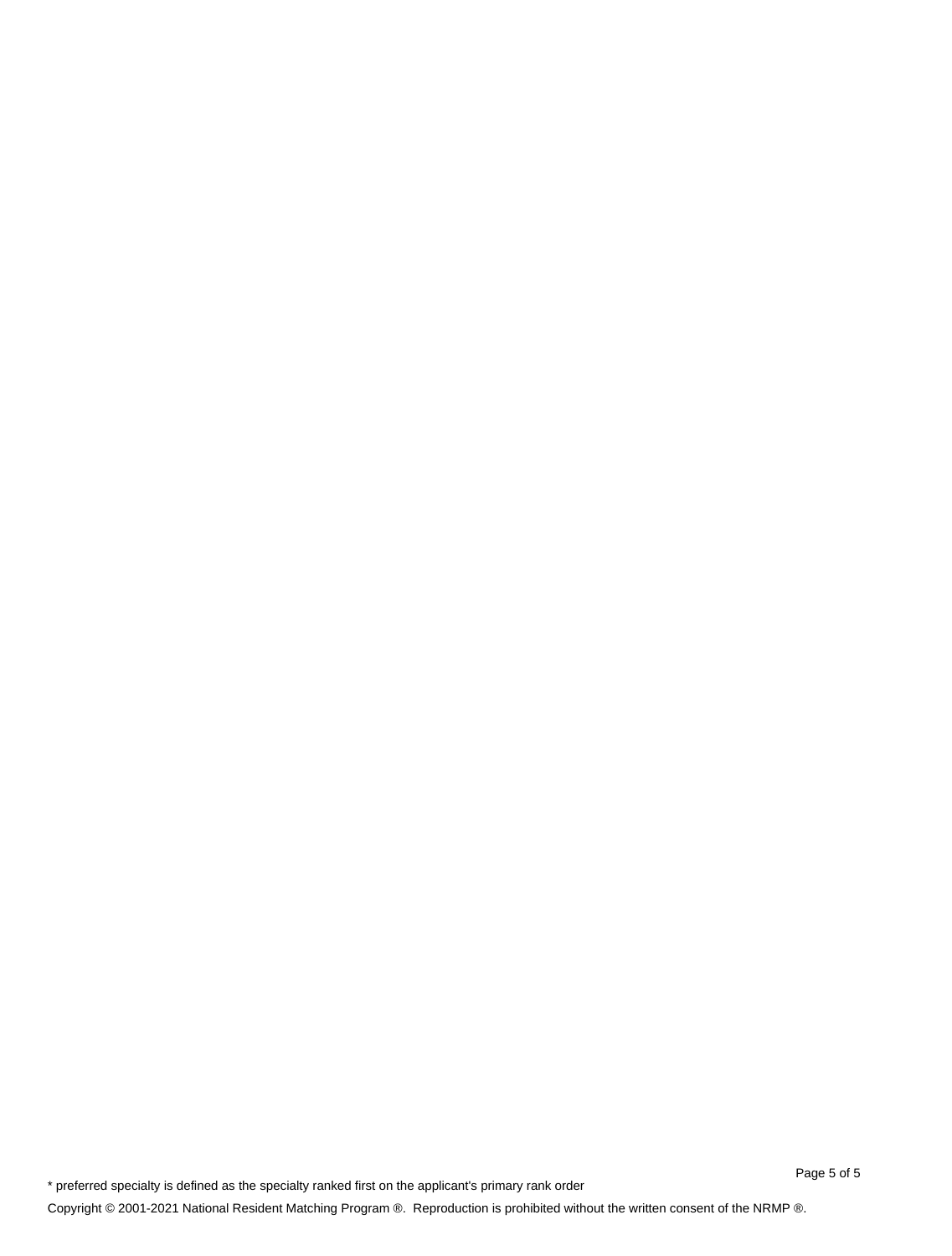* preferred specialty is defined as the specialty ranked first on the applicant's primary rank order